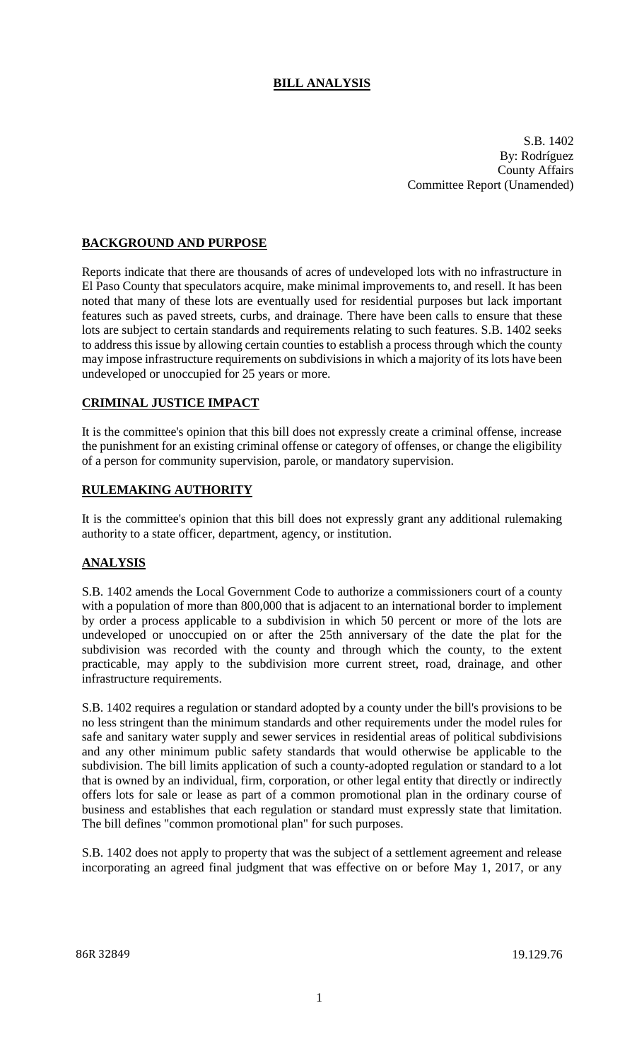# BILL ANALYSIS

S.B. 1402
By: Rodríguez
County Affairs
Committee Report (Unamended)

## BACKGROUND AND PURPOSE

Reports indicate that there are thousands of acres of undeveloped lots with no infrastructure in El Paso County that speculators acquire, make minimal improvements to, and resell. It has been noted that many of these lots are eventually used for residential purposes but lack important features such as paved streets, curbs, and drainage. There have been calls to ensure that these lots are subject to certain standards and requirements relating to such features. S.B. 1402 seeks to address this issue by allowing certain counties to establish a process through which the county may impose infrastructure requirements on subdivisions in which a majority of its lots have been undeveloped or unoccupied for 25 years or more.

## CRIMINAL JUSTICE IMPACT

It is the committee's opinion that this bill does not expressly create a criminal offense, increase the punishment for an existing criminal offense or category of offenses, or change the eligibility of a person for community supervision, parole, or mandatory supervision.

## RULEMAKING AUTHORITY

It is the committee's opinion that this bill does not expressly grant any additional rulemaking authority to a state officer, department, agency, or institution.

## ANALYSIS

S.B. 1402 amends the Local Government Code to authorize a commissioners court of a county with a population of more than 800,000 that is adjacent to an international border to implement by order a process applicable to a subdivision in which 50 percent or more of the lots are undeveloped or unoccupied on or after the 25th anniversary of the date the plat for the subdivision was recorded with the county and through which the county, to the extent practicable, may apply to the subdivision more current street, road, drainage, and other infrastructure requirements.

S.B. 1402 requires a regulation or standard adopted by a county under the bill's provisions to be no less stringent than the minimum standards and other requirements under the model rules for safe and sanitary water supply and sewer services in residential areas of political subdivisions and any other minimum public safety standards that would otherwise be applicable to the subdivision. The bill limits application of such a county-adopted regulation or standard to a lot that is owned by an individual, firm, corporation, or other legal entity that directly or indirectly offers lots for sale or lease as part of a common promotional plan in the ordinary course of business and establishes that each regulation or standard must expressly state that limitation. The bill defines "common promotional plan" for such purposes.

S.B. 1402 does not apply to property that was the subject of a settlement agreement and release incorporating an agreed final judgment that was effective on or before May 1, 2017, or any

86R 32849 19.129.76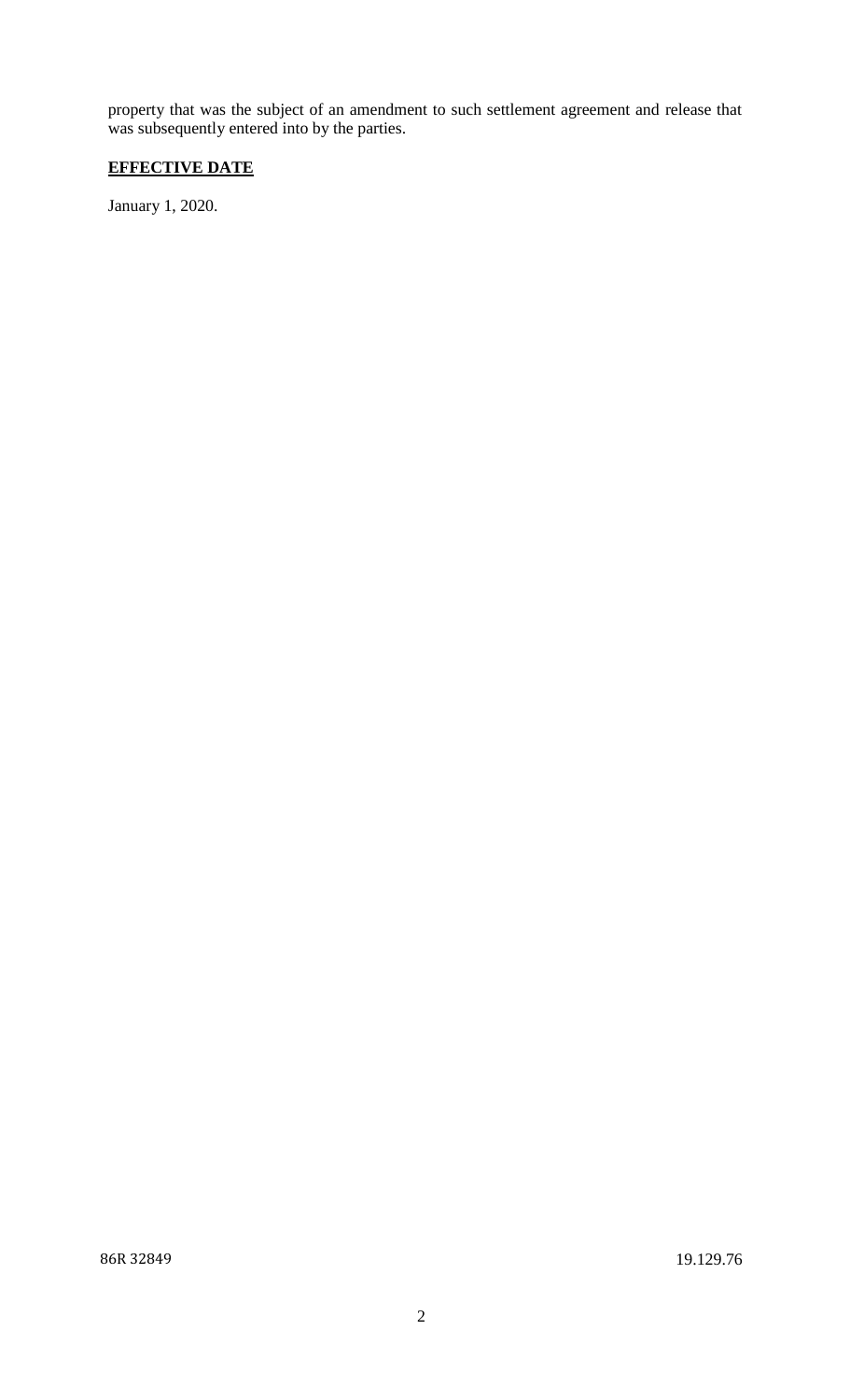property that was the subject of an amendment to such settlement agreement and release that was subsequently entered into by the parties.

**EFFECTIVE DATE**

January 1, 2020.

86R 32849 19.129.76